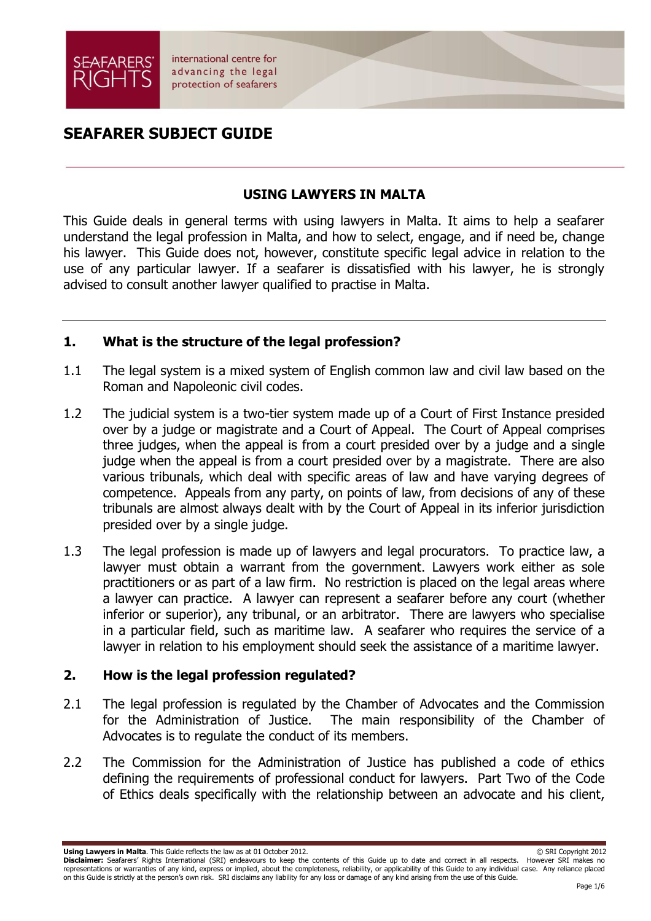SEAFARERS' RIGHTS

international centre for advancing the legal protection of seafarers

# SEAFARER SUBJECT GUIDE

## USING LAWYERS IN MALTA

This Guide deals in general terms with using lawyers in Malta. It aims to help a seafarer understand the legal profession in Malta, and how to select, engage, and if need be, change his lawyer. This Guide does not, however, constitute specific legal advice in relation to the use of any particular lawyer. If a seafarer is dissatisfied with his lawyer, he is strongly advised to consult another lawyer qualified to practise in Malta.

---

### 1. What is the structure of the legal profession?

1.1 The legal system is a mixed system of English common law and civil law based on the Roman and Napoleonic civil codes.

1.2 The judicial system is a two-tier system made up of a Court of First Instance presided over by a judge or magistrate and a Court of Appeal. The Court of Appeal comprises three judges, when the appeal is from a court presided over by a judge and a single judge when the appeal is from a court presided over by a magistrate. There are also various tribunals, which deal with specific areas of law and have varying degrees of competence. Appeals from any party, on points of law, from decisions of any of these tribunals are almost always dealt with by the Court of Appeal in its inferior jurisdiction presided over by a single judge.

1.3 The legal profession is made up of lawyers and legal procurators. To practice law, a lawyer must obtain a warrant from the government. Lawyers work either as sole practitioners or as part of a law firm. No restriction is placed on the legal areas where a lawyer can practice. A lawyer can represent a seafarer before any court (whether inferior or superior), any tribunal, or an arbitrator. There are lawyers who specialise in a particular field, such as maritime law. A seafarer who requires the service of a lawyer in relation to his employment should seek the assistance of a maritime lawyer.

### 2. How is the legal profession regulated?

2.1 The legal profession is regulated by the Chamber of Advocates and the Commission for the Administration of Justice. The main responsibility of the Chamber of Advocates is to regulate the conduct of its members.

2.2 The Commission for the Administration of Justice has published a code of ethics defining the requirements of professional conduct for lawyers. Part Two of the Code of Ethics deals specifically with the relationship between an advocate and his client,

**Using Lawyers in Malta**. This Guide reflects the law as at 01 October 2012. © SRI Copyright 2012

**Disclaimer:** Seafarers' Rights International (SRI) endeavours to keep the contents of this Guide up to date and correct in all respects. However SRI makes no representations or warranties of any kind, express or implied, about the completeness, reliability, or applicability of this Guide to any individual case. Any reliance placed on this Guide is strictly at the person's own risk. SRI disclaims any liability for any loss or damage of any kind arising from the use of this Guide.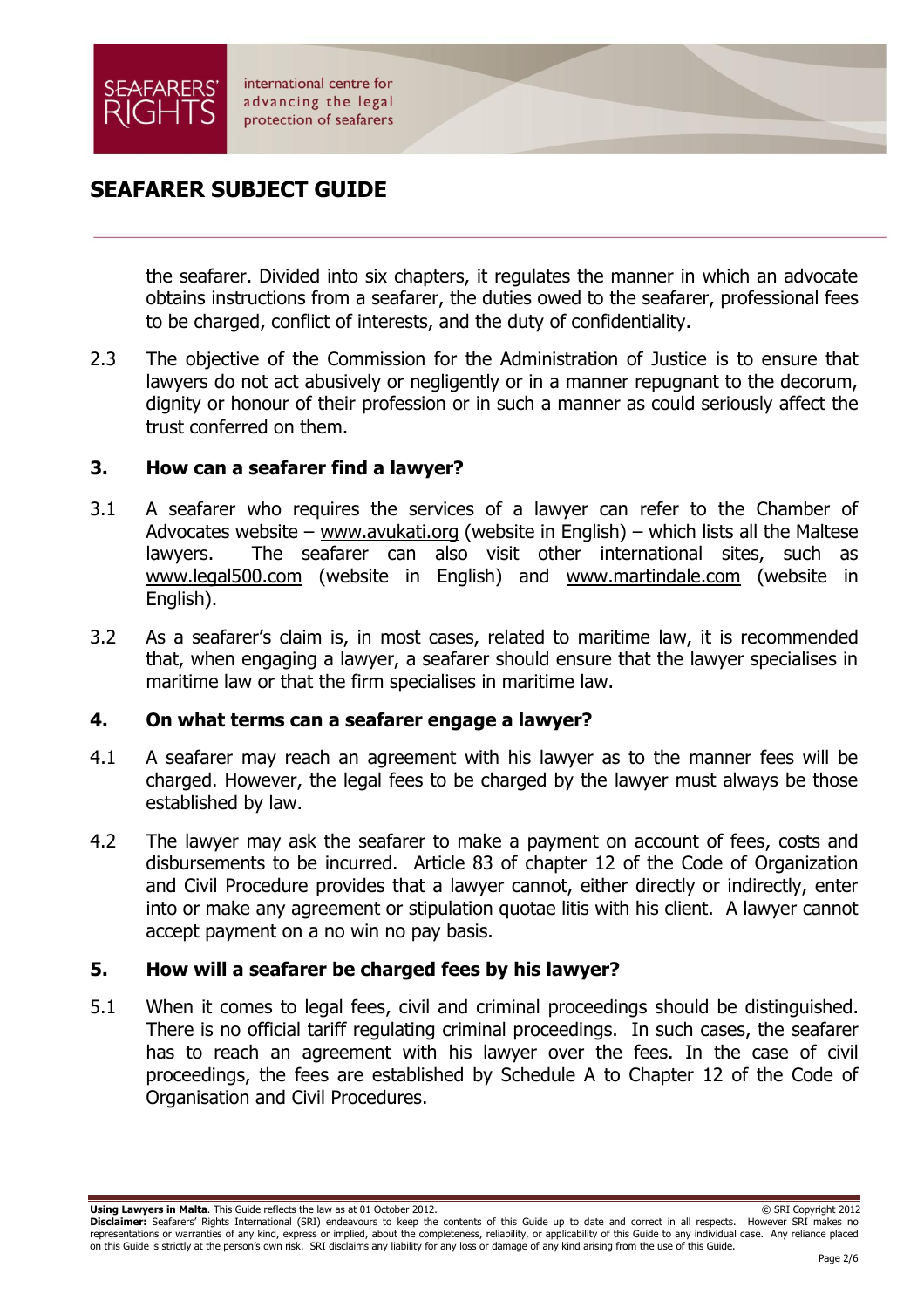the seafarer. Divided into six chapters, it regulates the manner in which an advocate obtains instructions from a seafarer, the duties owed to the seafarer, professional fees to be charged, conflict of interests, and the duty of confidentiality.

2.3 The objective of the Commission for the Administration of Justice is to ensure that lawyers do not act abusively or negligently or in a manner repugnant to the decorum, dignity or honour of their profession or in such a manner as could seriously affect the trust conferred on them.

## 3. How can a seafarer find a lawyer?

3.1 A seafarer who requires the services of a lawyer can refer to the Chamber of Advocates website – www.avukati.org (website in English) – which lists all the Maltese lawyers. The seafarer can also visit other international sites, such as www.legal500.com (website in English) and www.martindale.com (website in English).

3.2 As a seafarer's claim is, in most cases, related to maritime law, it is recommended that, when engaging a lawyer, a seafarer should ensure that the lawyer specialises in maritime law or that the firm specialises in maritime law.

## 4. On what terms can a seafarer engage a lawyer?

4.1 A seafarer may reach an agreement with his lawyer as to the manner fees will be charged. However, the legal fees to be charged by the lawyer must always be those established by law.

4.2 The lawyer may ask the seafarer to make a payment on account of fees, costs and disbursements to be incurred. Article 83 of chapter 12 of the Code of Organization and Civil Procedure provides that a lawyer cannot, either directly or indirectly, enter into or make any agreement or stipulation quotae litis with his client. A lawyer cannot accept payment on a no win no pay basis.

## 5. How will a seafarer be charged fees by his lawyer?

5.1 When it comes to legal fees, civil and criminal proceedings should be distinguished. There is no official tariff regulating criminal proceedings. In such cases, the seafarer has to reach an agreement with his lawyer over the fees. In the case of civil proceedings, the fees are established by Schedule A to Chapter 12 of the Code of Organisation and Civil Procedures.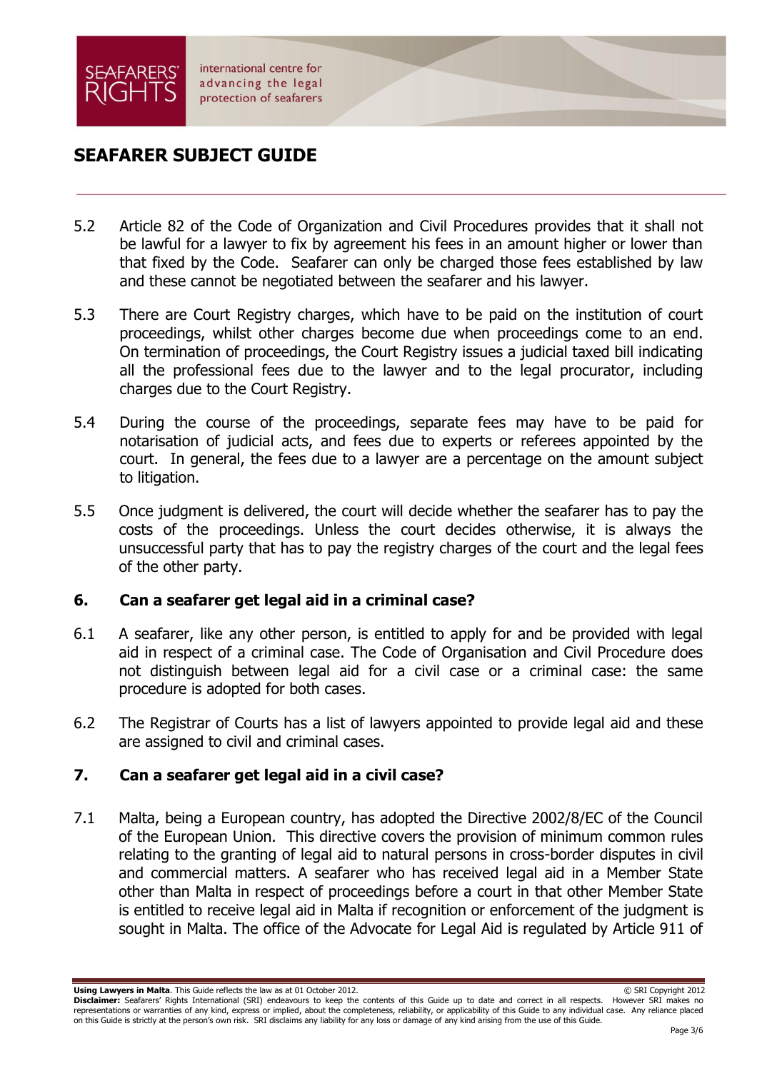5.2 Article 82 of the Code of Organization and Civil Procedures provides that it shall not be lawful for a lawyer to fix by agreement his fees in an amount higher or lower than that fixed by the Code. Seafarer can only be charged those fees established by law and these cannot be negotiated between the seafarer and his lawyer.

5.3 There are Court Registry charges, which have to be paid on the institution of court proceedings, whilst other charges become due when proceedings come to an end. On termination of proceedings, the Court Registry issues a judicial taxed bill indicating all the professional fees due to the lawyer and to the legal procurator, including charges due to the Court Registry.

5.4 During the course of the proceedings, separate fees may have to be paid for notarisation of judicial acts, and fees due to experts or referees appointed by the court. In general, the fees due to a lawyer are a percentage on the amount subject to litigation.

5.5 Once judgment is delivered, the court will decide whether the seafarer has to pay the costs of the proceedings. Unless the court decides otherwise, it is always the unsuccessful party that has to pay the registry charges of the court and the legal fees of the other party.

## 6. Can a seafarer get legal aid in a criminal case?

6.1 A seafarer, like any other person, is entitled to apply for and be provided with legal aid in respect of a criminal case. The Code of Organisation and Civil Procedure does not distinguish between legal aid for a civil case or a criminal case: the same procedure is adopted for both cases.

6.2 The Registrar of Courts has a list of lawyers appointed to provide legal aid and these are assigned to civil and criminal cases.

## 7. Can a seafarer get legal aid in a civil case?

7.1 Malta, being a European country, has adopted the Directive 2002/8/EC of the Council of the European Union. This directive covers the provision of minimum common rules relating to the granting of legal aid to natural persons in cross-border disputes in civil and commercial matters. A seafarer who has received legal aid in a Member State other than Malta in respect of proceedings before a court in that other Member State is entitled to receive legal aid in Malta if recognition or enforcement of the judgment is sought in Malta. The office of the Advocate for Legal Aid is regulated by Article 911 of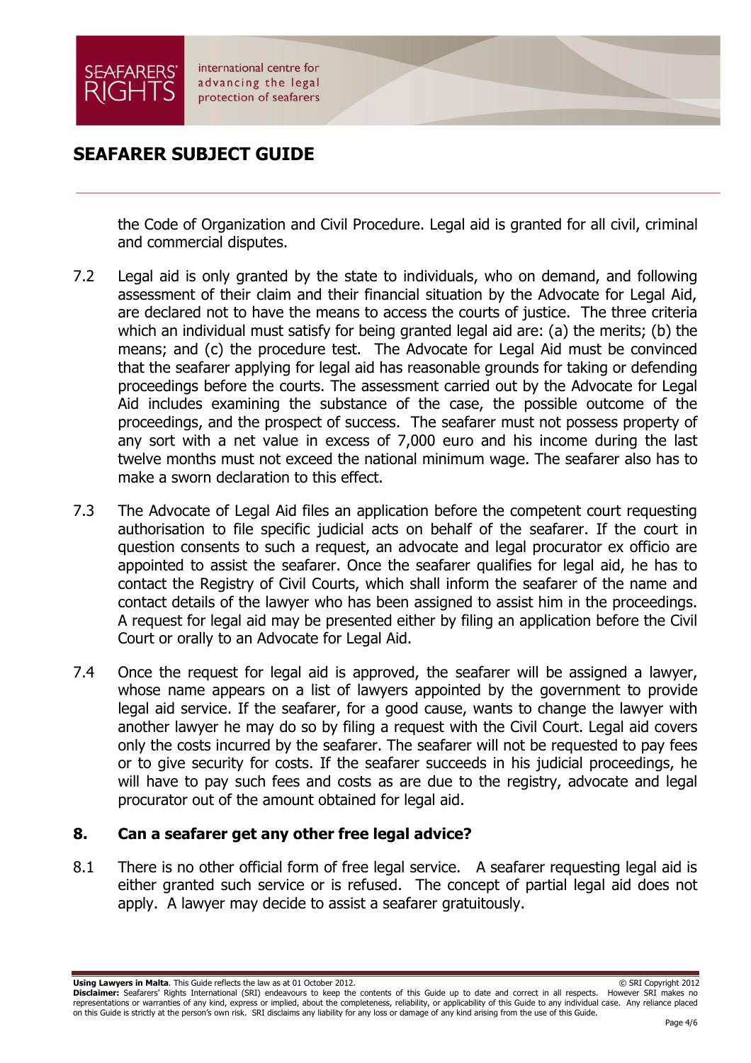the Code of Organization and Civil Procedure. Legal aid is granted for all civil, criminal and commercial disputes.

7.2 Legal aid is only granted by the state to individuals, who on demand, and following assessment of their claim and their financial situation by the Advocate for Legal Aid, are declared not to have the means to access the courts of justice. The three criteria which an individual must satisfy for being granted legal aid are: (a) the merits; (b) the means; and (c) the procedure test. The Advocate for Legal Aid must be convinced that the seafarer applying for legal aid has reasonable grounds for taking or defending proceedings before the courts. The assessment carried out by the Advocate for Legal Aid includes examining the substance of the case, the possible outcome of the proceedings, and the prospect of success. The seafarer must not possess property of any sort with a net value in excess of 7,000 euro and his income during the last twelve months must not exceed the national minimum wage. The seafarer also has to make a sworn declaration to this effect.

7.3 The Advocate of Legal Aid files an application before the competent court requesting authorisation to file specific judicial acts on behalf of the seafarer. If the court in question consents to such a request, an advocate and legal procurator ex officio are appointed to assist the seafarer. Once the seafarer qualifies for legal aid, he has to contact the Registry of Civil Courts, which shall inform the seafarer of the name and contact details of the lawyer who has been assigned to assist him in the proceedings. A request for legal aid may be presented either by filing an application before the Civil Court or orally to an Advocate for Legal Aid.

7.4 Once the request for legal aid is approved, the seafarer will be assigned a lawyer, whose name appears on a list of lawyers appointed by the government to provide legal aid service. If the seafarer, for a good cause, wants to change the lawyer with another lawyer he may do so by filing a request with the Civil Court. Legal aid covers only the costs incurred by the seafarer. The seafarer will not be requested to pay fees or to give security for costs. If the seafarer succeeds in his judicial proceedings, he will have to pay such fees and costs as are due to the registry, advocate and legal procurator out of the amount obtained for legal aid.

## 8. Can a seafarer get any other free legal advice?

8.1 There is no other official form of free legal service. A seafarer requesting legal aid is either granted such service or is refused. The concept of partial legal aid does not apply. A lawyer may decide to assist a seafarer gratuitously.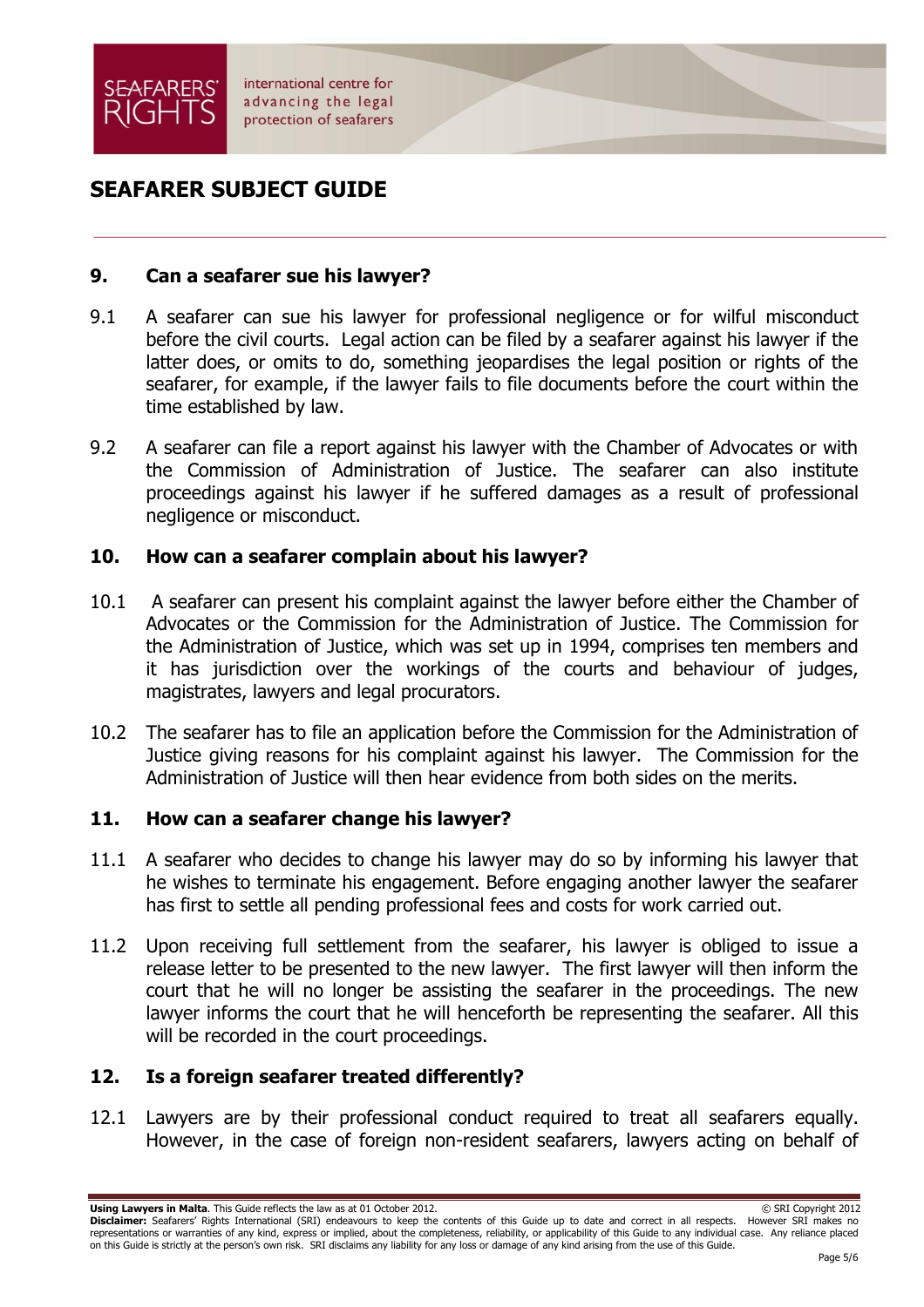## 9. Can a seafarer sue his lawyer?

9.1 A seafarer can sue his lawyer for professional negligence or for wilful misconduct before the civil courts. Legal action can be filed by a seafarer against his lawyer if the latter does, or omits to do, something jeopardises the legal position or rights of the seafarer, for example, if the lawyer fails to file documents before the court within the time established by law.

9.2 A seafarer can file a report against his lawyer with the Chamber of Advocates or with the Commission of Administration of Justice. The seafarer can also institute proceedings against his lawyer if he suffered damages as a result of professional negligence or misconduct.

## 10. How can a seafarer complain about his lawyer?

10.1 A seafarer can present his complaint against the lawyer before either the Chamber of Advocates or the Commission for the Administration of Justice. The Commission for the Administration of Justice, which was set up in 1994, comprises ten members and it has jurisdiction over the workings of the courts and behaviour of judges, magistrates, lawyers and legal procurators.

10.2 The seafarer has to file an application before the Commission for the Administration of Justice giving reasons for his complaint against his lawyer. The Commission for the Administration of Justice will then hear evidence from both sides on the merits.

## 11. How can a seafarer change his lawyer?

11.1 A seafarer who decides to change his lawyer may do so by informing his lawyer that he wishes to terminate his engagement. Before engaging another lawyer the seafarer has first to settle all pending professional fees and costs for work carried out.

11.2 Upon receiving full settlement from the seafarer, his lawyer is obliged to issue a release letter to be presented to the new lawyer. The first lawyer will then inform the court that he will no longer be assisting the seafarer in the proceedings. The new lawyer informs the court that he will henceforth be representing the seafarer. All this will be recorded in the court proceedings.

## 12. Is a foreign seafarer treated differently?

12.1 Lawyers are by their professional conduct required to treat all seafarers equally. However, in the case of foreign non-resident seafarers, lawyers acting on behalf of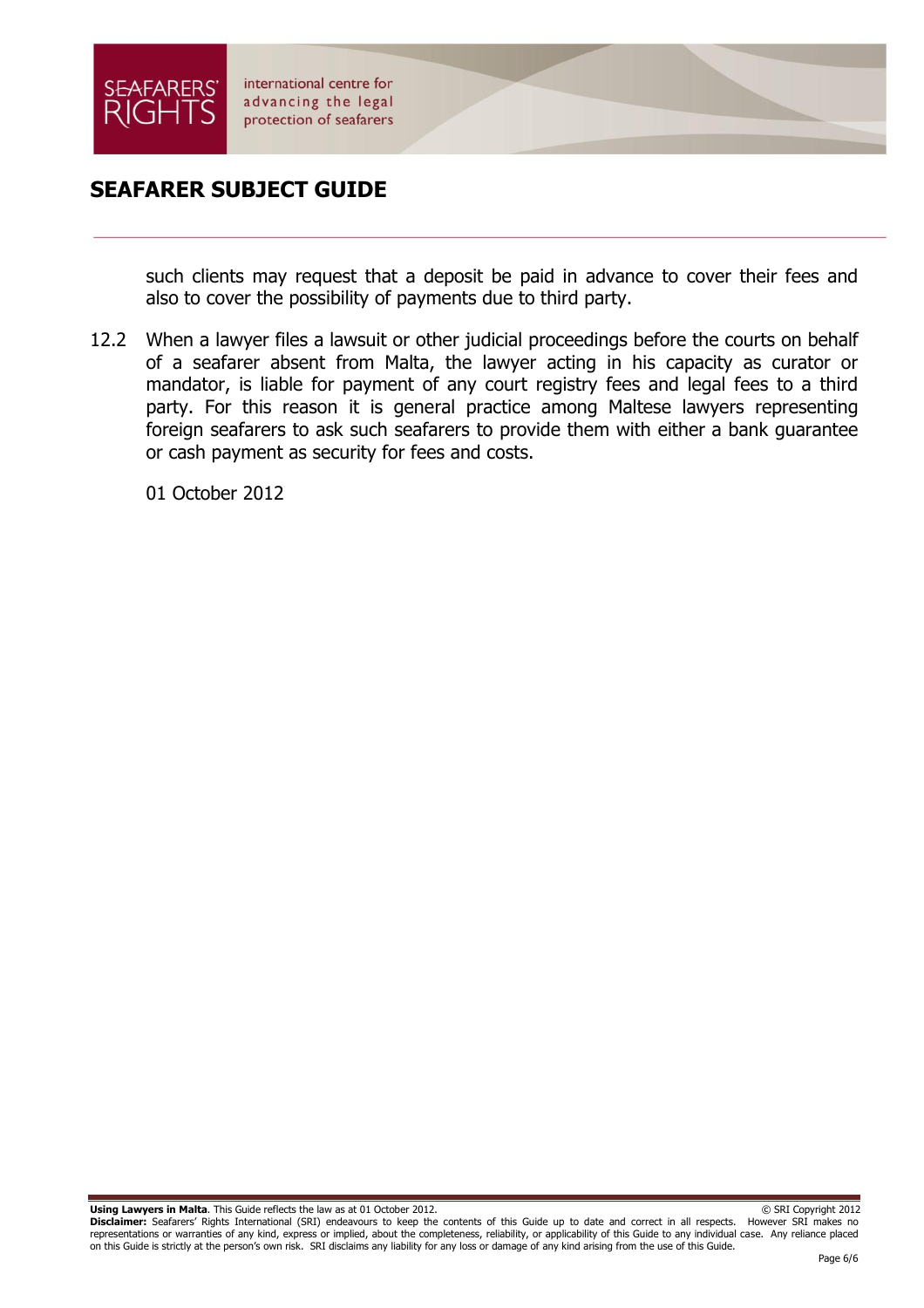such clients may request that a deposit be paid in advance to cover their fees and also to cover the possibility of payments due to third party.

12.2 When a lawyer files a lawsuit or other judicial proceedings before the courts on behalf of a seafarer absent from Malta, the lawyer acting in his capacity as curator or mandator, is liable for payment of any court registry fees and legal fees to a third party. For this reason it is general practice among Maltese lawyers representing foreign seafarers to ask such seafarers to provide them with either a bank guarantee or cash payment as security for fees and costs.

01 October 2012